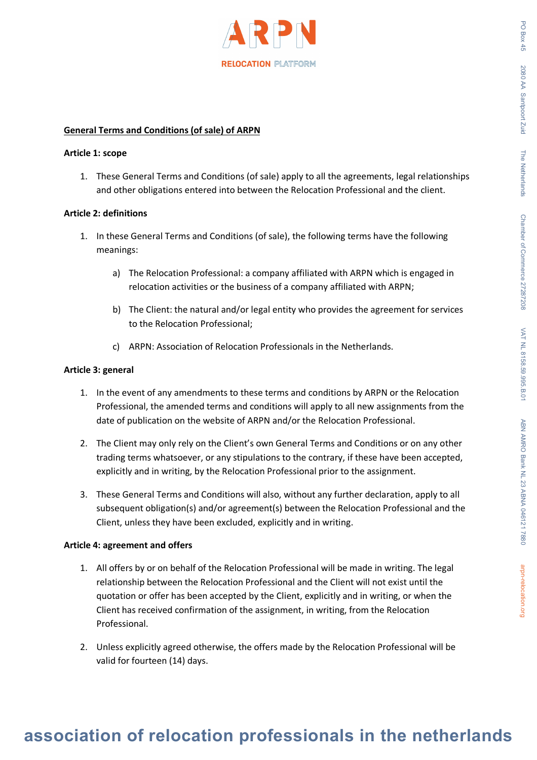**General Terms and Conditions (of sale) of ARPN**

**Article 1: scope**

1. These General Terms and Conditions (of sale) apply to all the agreements, legal relationships and other obligations entered into between the Relocation Professional and the client.

**Article 2: definitions**

1. In these General Terms and Conditions (of sale), the following terms have the following meanings:

    a) The Relocation Professional: a company affiliated with ARPN which is engaged in relocation activities or the business of a company affiliated with ARPN;

    b) The Client: the natural and/or legal entity who provides the agreement for services to the Relocation Professional;

    c) ARPN: Association of Relocation Professionals in the Netherlands.

**Article 3: general**

1. In the event of any amendments to these terms and conditions by ARPN or the Relocation Professional, the amended terms and conditions will apply to all new assignments from the date of publication on the website of ARPN and/or the Relocation Professional.

2. The Client may only rely on the Client's own General Terms and Conditions or on any other trading terms whatsoever, or any stipulations to the contrary, if these have been accepted, explicitly and in writing, by the Relocation Professional prior to the assignment.

3. These General Terms and Conditions will also, without any further declaration, apply to all subsequent obligation(s) and/or agreement(s) between the Relocation Professional and the Client, unless they have been excluded, explicitly and in writing.

**Article 4: agreement and offers**

1. All offers by or on behalf of the Relocation Professional will be made in writing. The legal relationship between the Relocation Professional and the Client will not exist until the quotation or offer has been accepted by the Client, explicitly and in writing, or when the Client has received confirmation of the assignment, in writing, from the Relocation Professional.

2. Unless explicitly agreed otherwise, the offers made by the Relocation Professional will be valid for fourteen (14) days.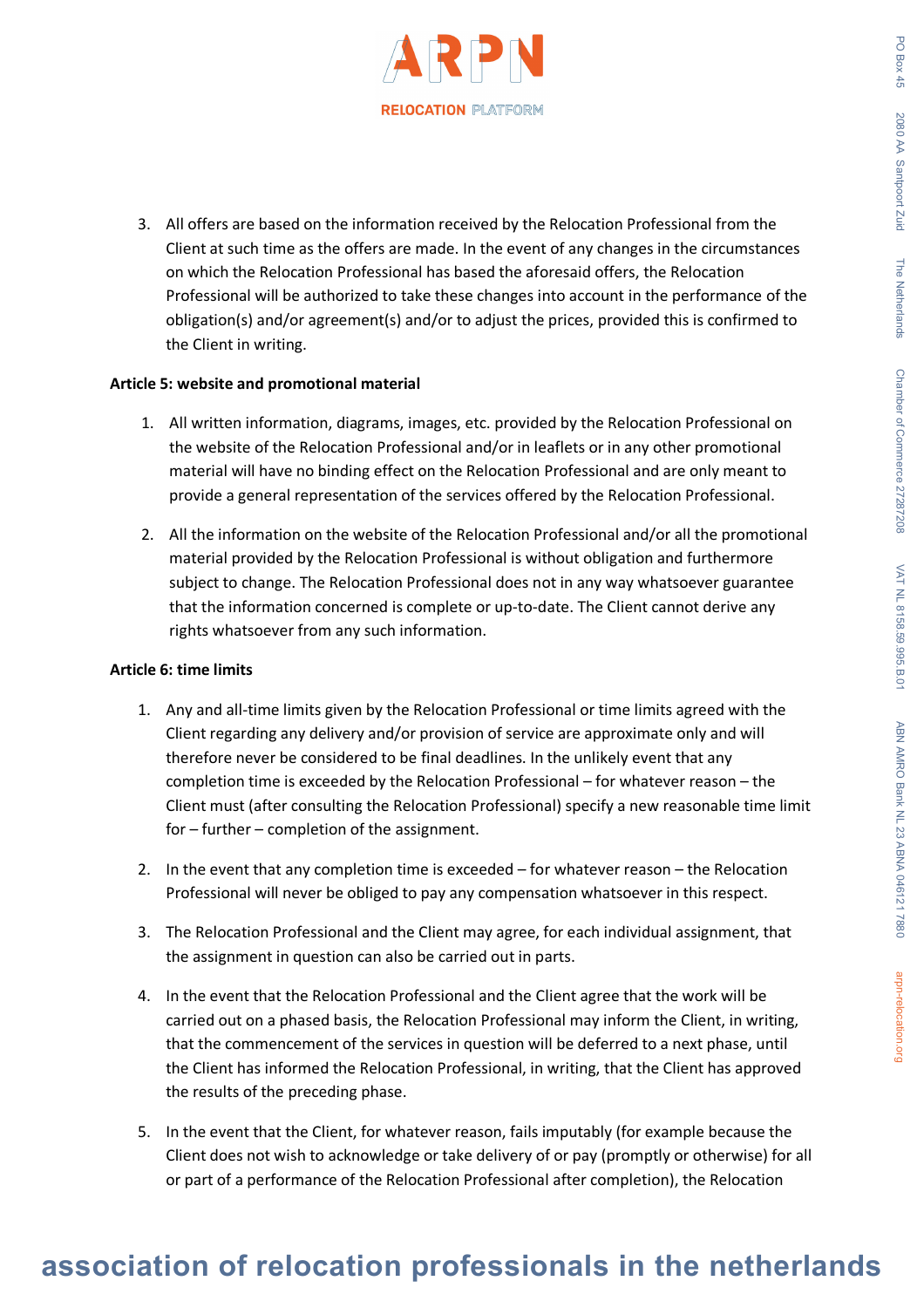3. All offers are based on the information received by the Relocation Professional from the Client at such time as the offers are made. In the event of any changes in the circumstances on which the Relocation Professional has based the aforesaid offers, the Relocation Professional will be authorized to take these changes into account in the performance of the obligation(s) and/or agreement(s) and/or to adjust the prices, provided this is confirmed to the Client in writing.

**Article 5: website and promotional material**

1. All written information, diagrams, images, etc. provided by the Relocation Professional on the website of the Relocation Professional and/or in leaflets or in any other promotional material will have no binding effect on the Relocation Professional and are only meant to provide a general representation of the services offered by the Relocation Professional.

2. All the information on the website of the Relocation Professional and/or all the promotional material provided by the Relocation Professional is without obligation and furthermore subject to change. The Relocation Professional does not in any way whatsoever guarantee that the information concerned is complete or up-to-date. The Client cannot derive any rights whatsoever from any such information.

**Article 6: time limits**

1. Any and all-time limits given by the Relocation Professional or time limits agreed with the Client regarding any delivery and/or provision of service are approximate only and will therefore never be considered to be final deadlines. In the unlikely event that any completion time is exceeded by the Relocation Professional – for whatever reason – the Client must (after consulting the Relocation Professional) specify a new reasonable time limit for – further – completion of the assignment.

2. In the event that any completion time is exceeded – for whatever reason – the Relocation Professional will never be obliged to pay any compensation whatsoever in this respect.

3. The Relocation Professional and the Client may agree, for each individual assignment, that the assignment in question can also be carried out in parts.

4. In the event that the Relocation Professional and the Client agree that the work will be carried out on a phased basis, the Relocation Professional may inform the Client, in writing, that the commencement of the services in question will be deferred to a next phase, until the Client has informed the Relocation Professional, in writing, that the Client has approved the results of the preceding phase.

5. In the event that the Client, for whatever reason, fails imputably (for example because the Client does not wish to acknowledge or take delivery of or pay (promptly or otherwise) for all or part of a performance of the Relocation Professional after completion), the Relocation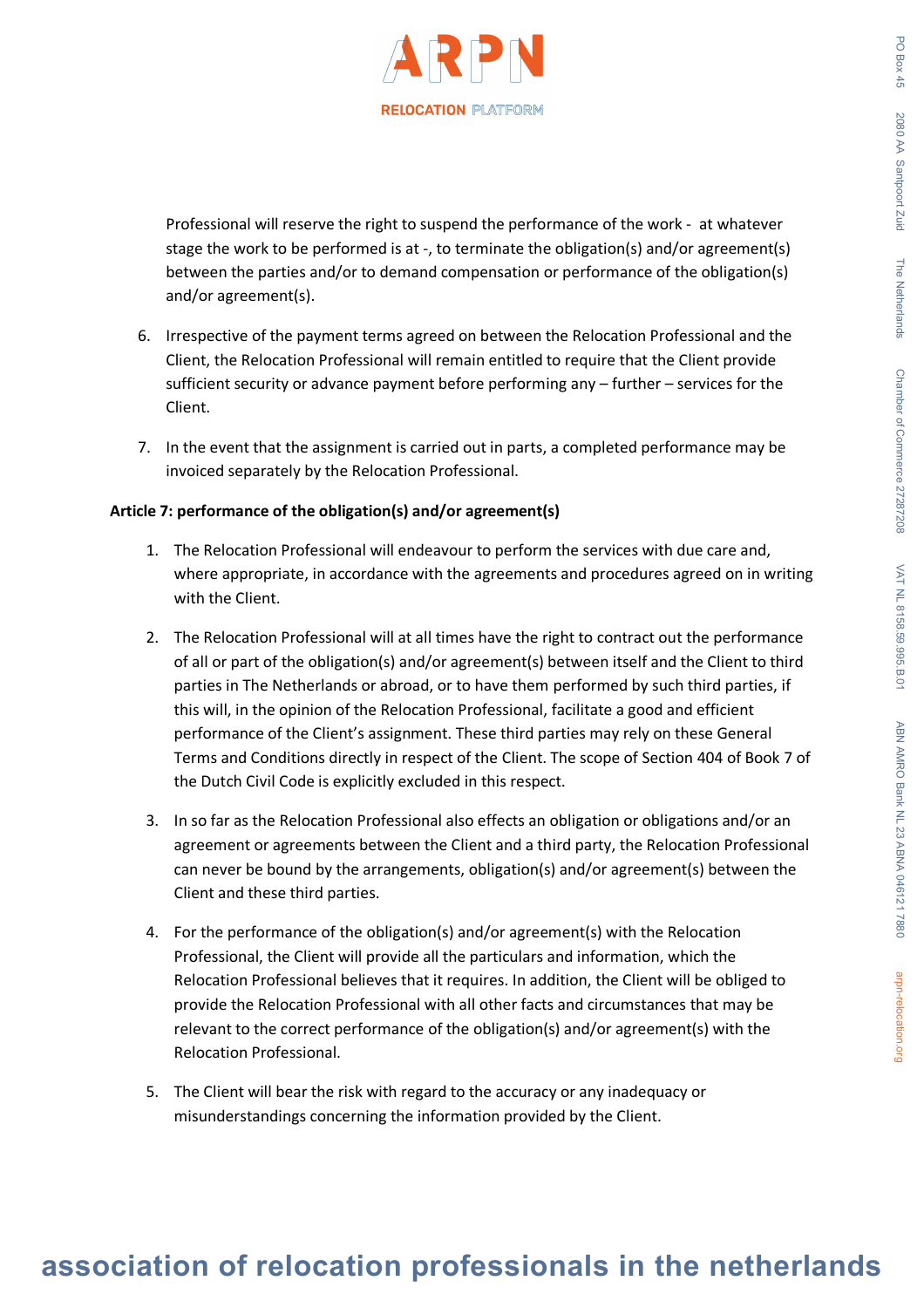Professional will reserve the right to suspend the performance of the work - at whatever stage the work to be performed is at -, to terminate the obligation(s) and/or agreement(s) between the parties and/or to demand compensation or performance of the obligation(s) and/or agreement(s).

6. Irrespective of the payment terms agreed on between the Relocation Professional and the Client, the Relocation Professional will remain entitled to require that the Client provide sufficient security or advance payment before performing any – further – services for the Client.

7. In the event that the assignment is carried out in parts, a completed performance may be invoiced separately by the Relocation Professional.

**Article 7: performance of the obligation(s) and/or agreement(s)**

1. The Relocation Professional will endeavour to perform the services with due care and, where appropriate, in accordance with the agreements and procedures agreed on in writing with the Client.

2. The Relocation Professional will at all times have the right to contract out the performance of all or part of the obligation(s) and/or agreement(s) between itself and the Client to third parties in The Netherlands or abroad, or to have them performed by such third parties, if this will, in the opinion of the Relocation Professional, facilitate a good and efficient performance of the Client's assignment. These third parties may rely on these General Terms and Conditions directly in respect of the Client. The scope of Section 404 of Book 7 of the Dutch Civil Code is explicitly excluded in this respect.

3. In so far as the Relocation Professional also effects an obligation or obligations and/or an agreement or agreements between the Client and a third party, the Relocation Professional can never be bound by the arrangements, obligation(s) and/or agreement(s) between the Client and these third parties.

4. For the performance of the obligation(s) and/or agreement(s) with the Relocation Professional, the Client will provide all the particulars and information, which the Relocation Professional believes that it requires. In addition, the Client will be obliged to provide the Relocation Professional with all other facts and circumstances that may be relevant to the correct performance of the obligation(s) and/or agreement(s) with the Relocation Professional.

5. The Client will bear the risk with regard to the accuracy or any inadequacy or misunderstandings concerning the information provided by the Client.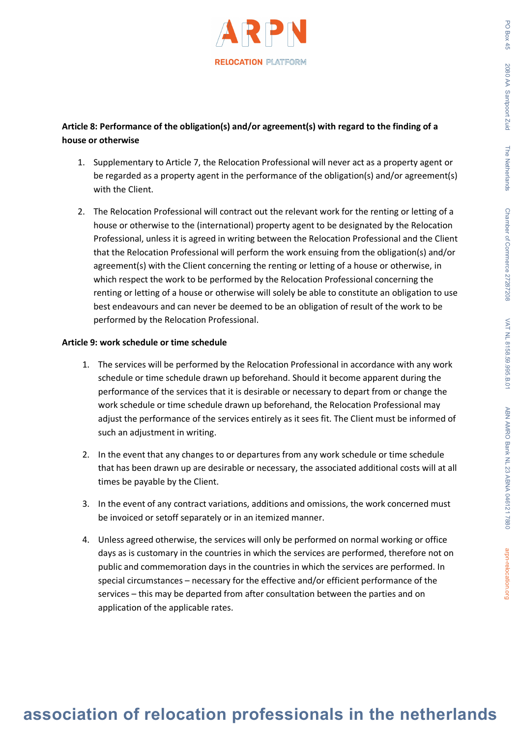**Article 8: Performance of the obligation(s) and/or agreement(s) with regard to the finding of a house or otherwise**

1. Supplementary to Article 7, the Relocation Professional will never act as a property agent or be regarded as a property agent in the performance of the obligation(s) and/or agreement(s) with the Client.

2. The Relocation Professional will contract out the relevant work for the renting or letting of a house or otherwise to the (international) property agent to be designated by the Relocation Professional, unless it is agreed in writing between the Relocation Professional and the Client that the Relocation Professional will perform the work ensuing from the obligation(s) and/or agreement(s) with the Client concerning the renting or letting of a house or otherwise, in which respect the work to be performed by the Relocation Professional concerning the renting or letting of a house or otherwise will solely be able to constitute an obligation to use best endeavours and can never be deemed to be an obligation of result of the work to be performed by the Relocation Professional.

**Article 9: work schedule or time schedule**

1. The services will be performed by the Relocation Professional in accordance with any work schedule or time schedule drawn up beforehand. Should it become apparent during the performance of the services that it is desirable or necessary to depart from or change the work schedule or time schedule drawn up beforehand, the Relocation Professional may adjust the performance of the services entirely as it sees fit. The Client must be informed of such an adjustment in writing.

2. In the event that any changes to or departures from any work schedule or time schedule that has been drawn up are desirable or necessary, the associated additional costs will at all times be payable by the Client.

3. In the event of any contract variations, additions and omissions, the work concerned must be invoiced or setoff separately or in an itemized manner.

4. Unless agreed otherwise, the services will only be performed on normal working or office days as is customary in the countries in which the services are performed, therefore not on public and commemoration days in the countries in which the services are performed. In special circumstances – necessary for the effective and/or efficient performance of the services – this may be departed from after consultation between the parties and on application of the applicable rates.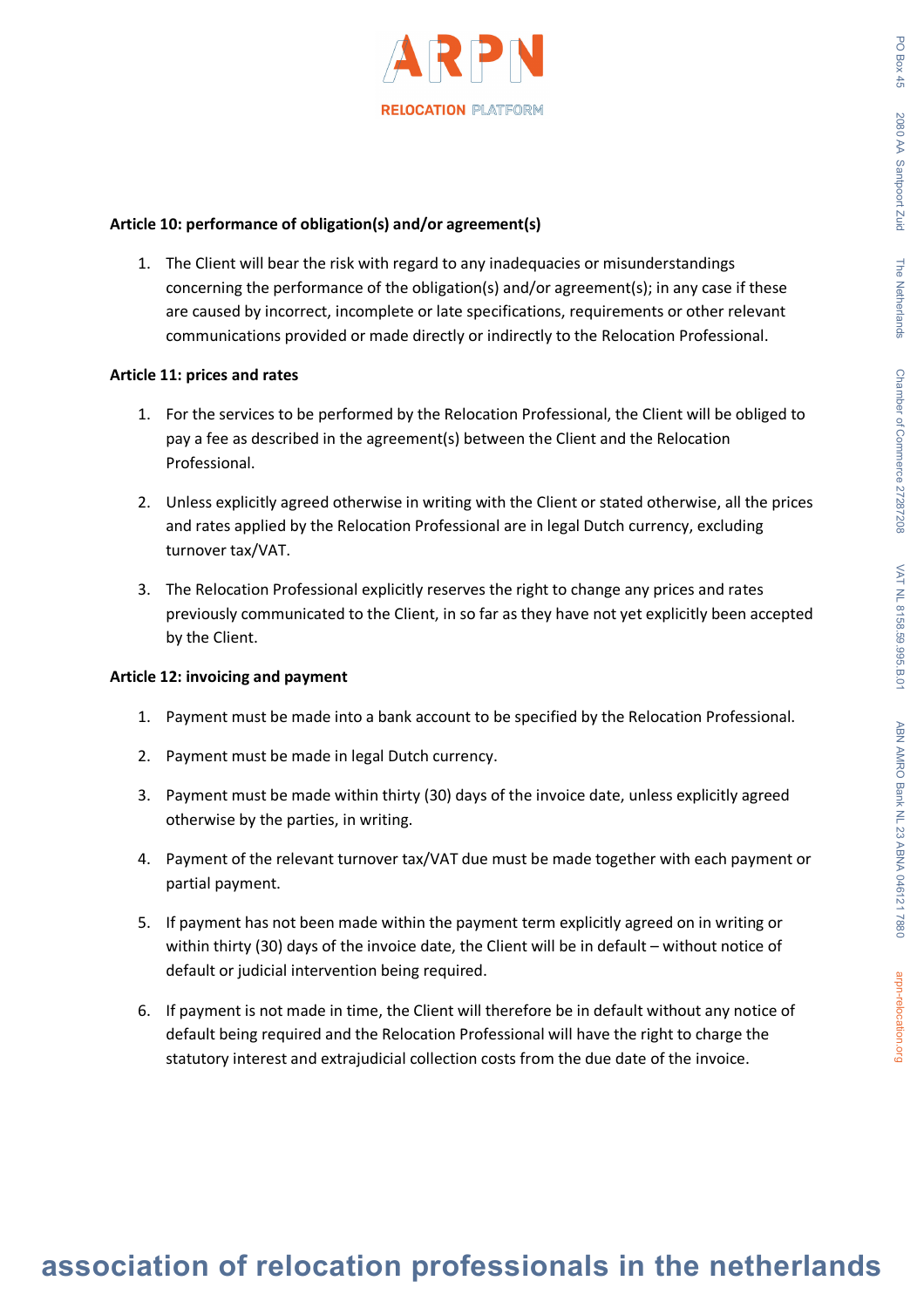**Article 10: performance of obligation(s) and/or agreement(s)**

1. The Client will bear the risk with regard to any inadequacies or misunderstandings concerning the performance of the obligation(s) and/or agreement(s); in any case if these are caused by incorrect, incomplete or late specifications, requirements or other relevant communications provided or made directly or indirectly to the Relocation Professional.

**Article 11: prices and rates**

1. For the services to be performed by the Relocation Professional, the Client will be obliged to pay a fee as described in the agreement(s) between the Client and the Relocation Professional.

2. Unless explicitly agreed otherwise in writing with the Client or stated otherwise, all the prices and rates applied by the Relocation Professional are in legal Dutch currency, excluding turnover tax/VAT.

3. The Relocation Professional explicitly reserves the right to change any prices and rates previously communicated to the Client, in so far as they have not yet explicitly been accepted by the Client.

**Article 12: invoicing and payment**

1. Payment must be made into a bank account to be specified by the Relocation Professional.

2. Payment must be made in legal Dutch currency.

3. Payment must be made within thirty (30) days of the invoice date, unless explicitly agreed otherwise by the parties, in writing.

4. Payment of the relevant turnover tax/VAT due must be made together with each payment or partial payment.

5. If payment has not been made within the payment term explicitly agreed on in writing or within thirty (30) days of the invoice date, the Client will be in default – without notice of default or judicial intervention being required.

6. If payment is not made in time, the Client will therefore be in default without any notice of default being required and the Relocation Professional will have the right to charge the statutory interest and extrajudicial collection costs from the due date of the invoice.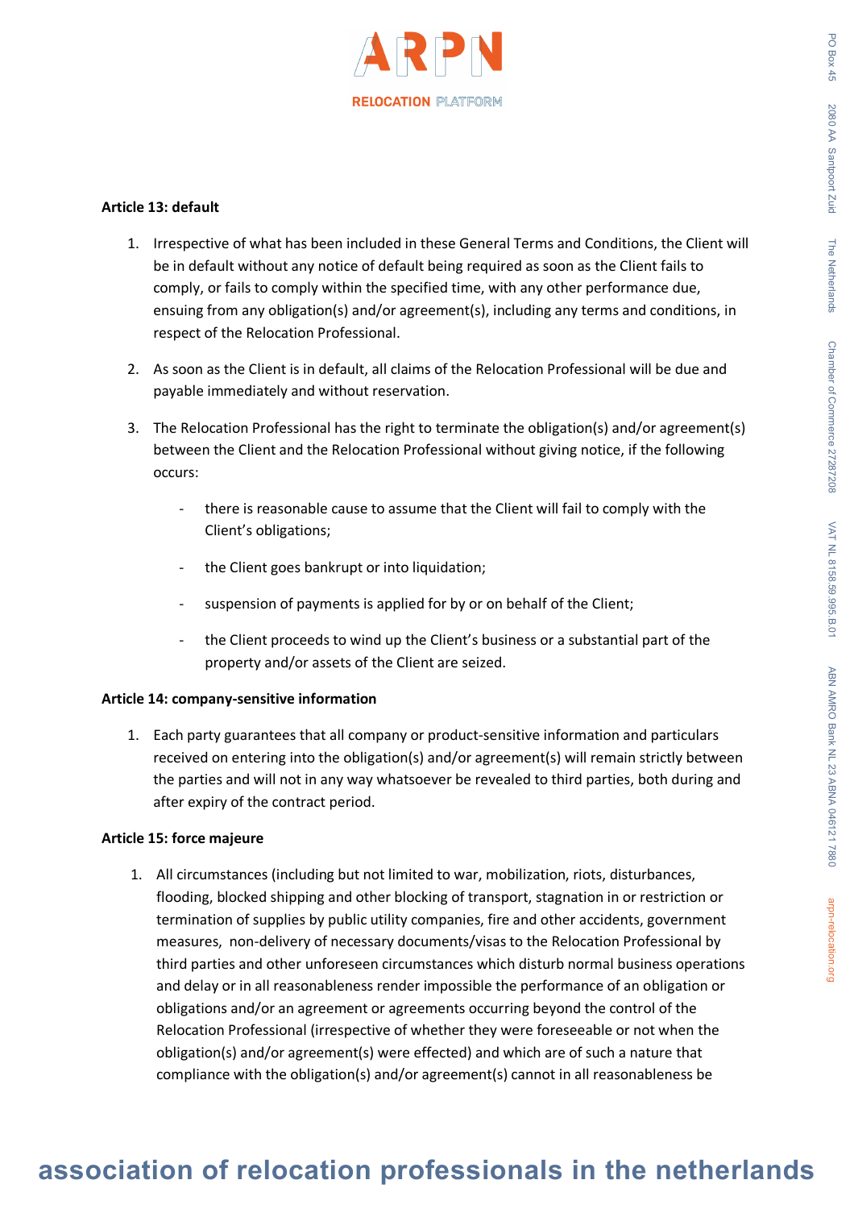**Article 13: default**

1. Irrespective of what has been included in these General Terms and Conditions, the Client will be in default without any notice of default being required as soon as the Client fails to comply, or fails to comply within the specified time, with any other performance due, ensuing from any obligation(s) and/or agreement(s), including any terms and conditions, in respect of the Relocation Professional.

2. As soon as the Client is in default, all claims of the Relocation Professional will be due and payable immediately and without reservation.

3. The Relocation Professional has the right to terminate the obligation(s) and/or agreement(s) between the Client and the Relocation Professional without giving notice, if the following occurs:

   - there is reasonable cause to assume that the Client will fail to comply with the Client's obligations;
   - the Client goes bankrupt or into liquidation;
   - suspension of payments is applied for by or on behalf of the Client;
   - the Client proceeds to wind up the Client's business or a substantial part of the property and/or assets of the Client are seized.

**Article 14: company-sensitive information**

1. Each party guarantees that all company or product-sensitive information and particulars received on entering into the obligation(s) and/or agreement(s) will remain strictly between the parties and will not in any way whatsoever be revealed to third parties, both during and after expiry of the contract period.

**Article 15: force majeure**

1. All circumstances (including but not limited to war, mobilization, riots, disturbances, flooding, blocked shipping and other blocking of transport, stagnation in or restriction or termination of supplies by public utility companies, fire and other accidents, government measures, non-delivery of necessary documents/visas to the Relocation Professional by third parties and other unforeseen circumstances which disturb normal business operations and delay or in all reasonableness render impossible the performance of an obligation or obligations and/or an agreement or agreements occurring beyond the control of the Relocation Professional (irrespective of whether they were foreseeable or not when the obligation(s) and/or agreement(s) were effected) and which are of such a nature that compliance with the obligation(s) and/or agreement(s) cannot in all reasonableness be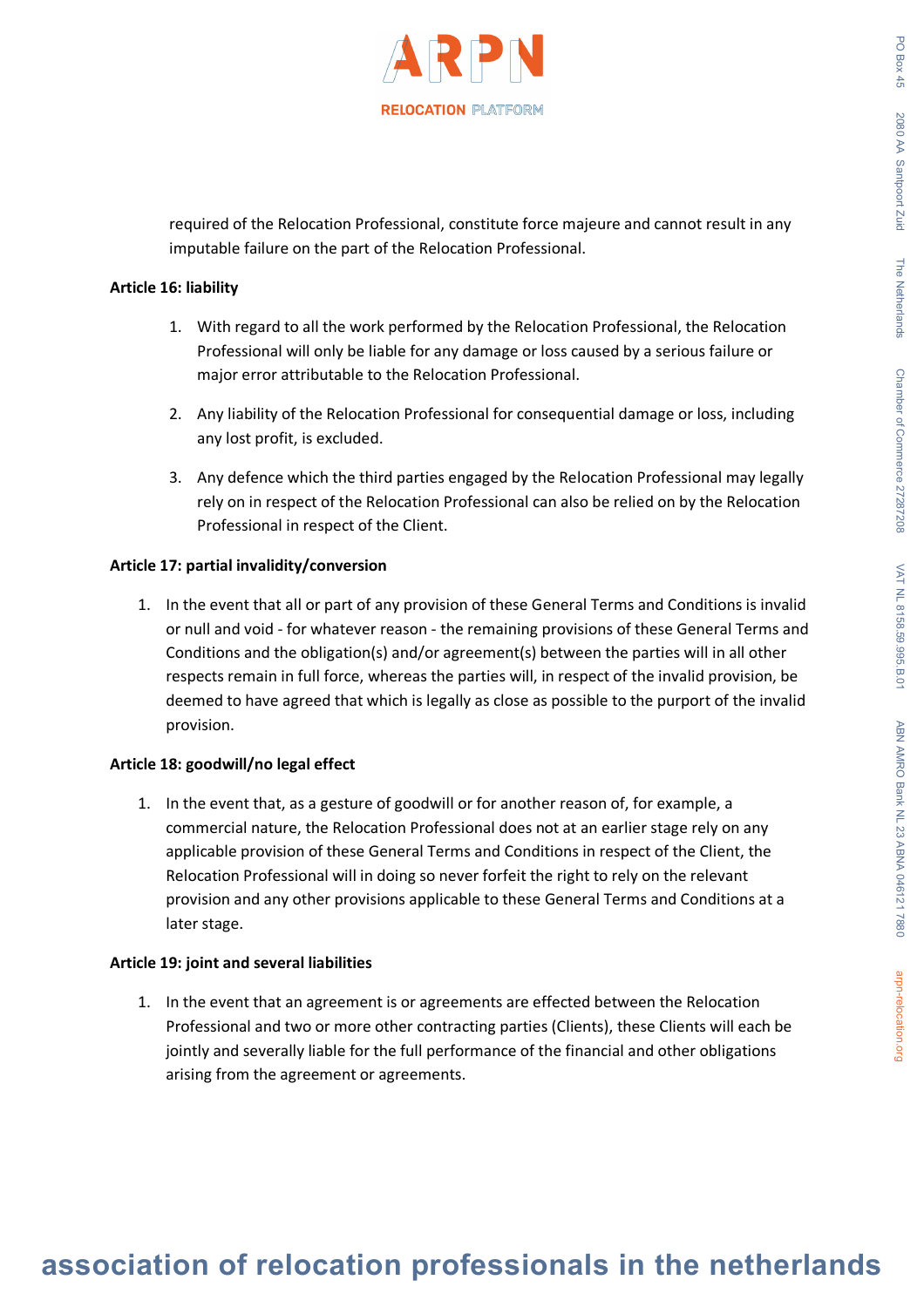required of the Relocation Professional, constitute force majeure and cannot result in any imputable failure on the part of the Relocation Professional.

**Article 16: liability**

1. With regard to all the work performed by the Relocation Professional, the Relocation Professional will only be liable for any damage or loss caused by a serious failure or major error attributable to the Relocation Professional.

2. Any liability of the Relocation Professional for consequential damage or loss, including any lost profit, is excluded.

3. Any defence which the third parties engaged by the Relocation Professional may legally rely on in respect of the Relocation Professional can also be relied on by the Relocation Professional in respect of the Client.

**Article 17: partial invalidity/conversion**

1. In the event that all or part of any provision of these General Terms and Conditions is invalid or null and void - for whatever reason - the remaining provisions of these General Terms and Conditions and the obligation(s) and/or agreement(s) between the parties will in all other respects remain in full force, whereas the parties will, in respect of the invalid provision, be deemed to have agreed that which is legally as close as possible to the purport of the invalid provision.

**Article 18: goodwill/no legal effect**

1. In the event that, as a gesture of goodwill or for another reason of, for example, a commercial nature, the Relocation Professional does not at an earlier stage rely on any applicable provision of these General Terms and Conditions in respect of the Client, the Relocation Professional will in doing so never forfeit the right to rely on the relevant provision and any other provisions applicable to these General Terms and Conditions at a later stage.

**Article 19: joint and several liabilities**

1. In the event that an agreement is or agreements are effected between the Relocation Professional and two or more other contracting parties (Clients), these Clients will each be jointly and severally liable for the full performance of the financial and other obligations arising from the agreement or agreements.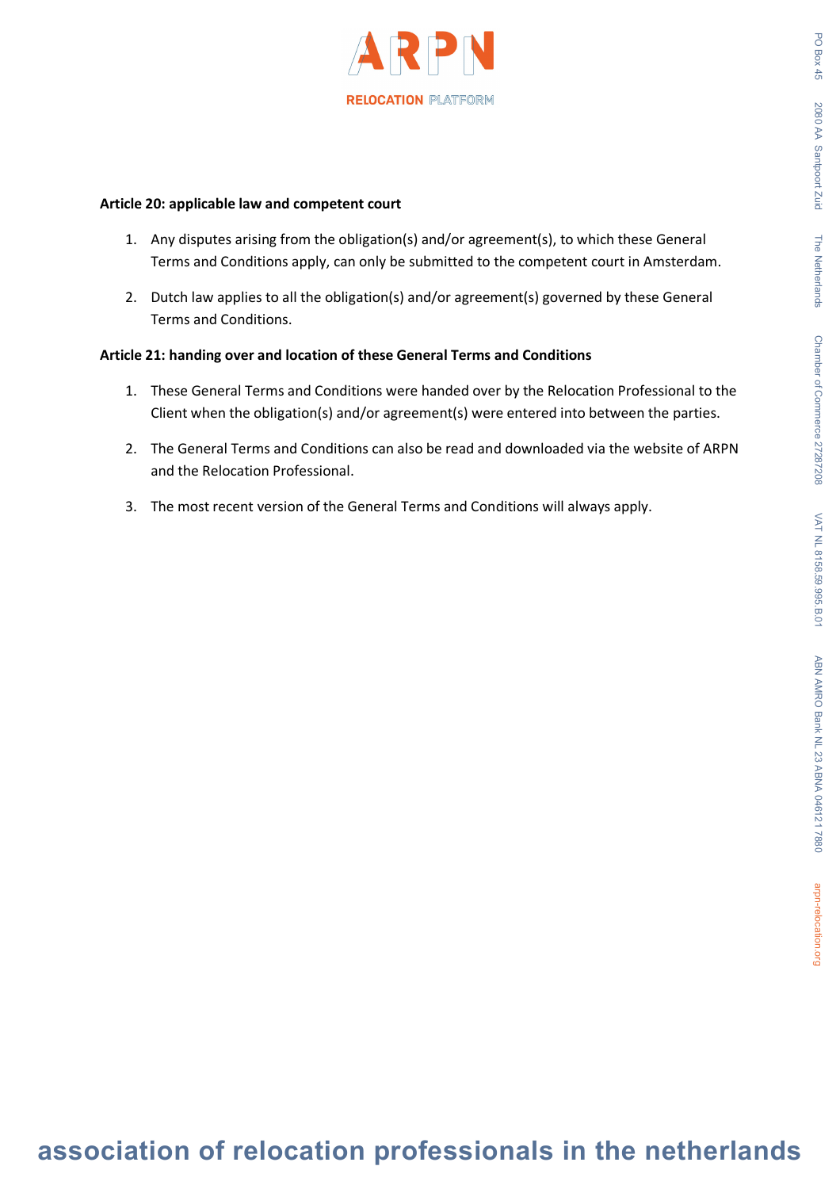**Article 20: applicable law and competent court**

1. Any disputes arising from the obligation(s) and/or agreement(s), to which these General Terms and Conditions apply, can only be submitted to the competent court in Amsterdam.

2. Dutch law applies to all the obligation(s) and/or agreement(s) governed by these General Terms and Conditions.

**Article 21: handing over and location of these General Terms and Conditions**

1. These General Terms and Conditions were handed over by the Relocation Professional to the Client when the obligation(s) and/or agreement(s) were entered into between the parties.

2. The General Terms and Conditions can also be read and downloaded via the website of ARPN and the Relocation Professional.

3. The most recent version of the General Terms and Conditions will always apply.